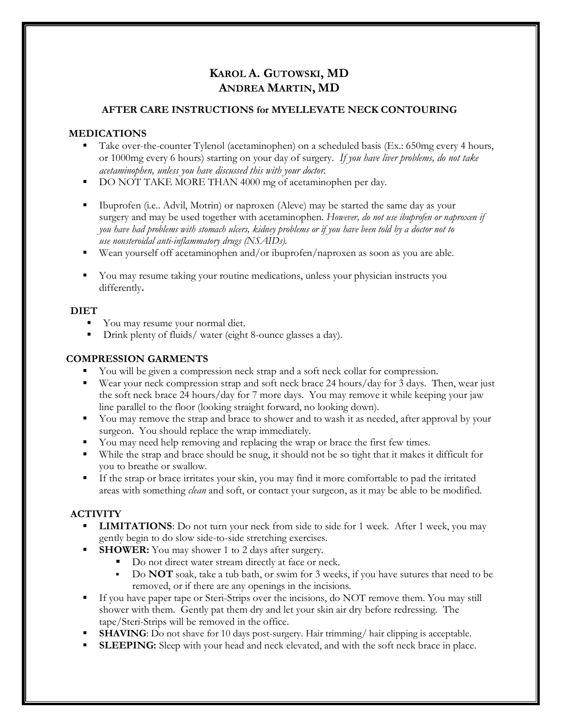# KAROL A. GUTOWSKI, MD
# ANDREA MARTIN, MD

## AFTER CARE INSTRUCTIONS for MYELLEVATE NECK CONTOURING

### MEDICATIONS

- Take over-the-counter Tylenol (acetaminophen) on a scheduled basis (Ex.: 650mg every 4 hours, or 1000mg every 6 hours) starting on your day of surgery. *If you have liver problems, do not take acetaminophen, unless you have discussed this with your doctor.*
- DO NOT TAKE MORE THAN 4000 mg of acetaminophen per day.
- Ibuprofen (i.e.. Advil, Motrin) or naproxen (Aleve) may be started the same day as your surgery and may be used together with acetaminophen. *However, do not use ibuprofen or naproxen if you have had problems with stomach ulcers, kidney problems or if you have been told by a doctor not to use nonsteroidal anti-inflammatory drugs (NSAIDs).*
- Wean yourself off acetaminophen and/or ibuprofen/naproxen as soon as you are able.
- You may resume taking your routine medications, unless your physician instructs you differently**.**

### DIET

- You may resume your normal diet.
- Drink plenty of fluids/ water (eight 8-ounce glasses a day).

### COMPRESSION GARMENTS

- You will be given a compression neck strap and a soft neck collar for compression.
- Wear your neck compression strap and soft neck brace 24 hours/day for 3 days. Then, wear just the soft neck brace 24 hours/day for 7 more days. You may remove it while keeping your jaw line parallel to the floor (looking straight forward, no looking down).
- You may remove the strap and brace to shower and to wash it as needed, after approval by your surgeon. You should replace the wrap immediately.
- You may need help removing and replacing the wrap or brace the first few times.
- While the strap and brace should be snug, it should not be so tight that it makes it difficult for you to breathe or swallow.
- If the strap or brace irritates your skin, you may find it more comfortable to pad the irritated areas with something *clean* and soft, or contact your surgeon, as it may be able to be modified.

### ACTIVITY

- **LIMITATIONS**: Do not turn your neck from side to side for 1 week. After 1 week, you may gently begin to do slow side-to-side stretching exercises.
- **SHOWER:** You may shower 1 to 2 days after surgery.
  - Do not direct water stream directly at face or neck.
  - Do **NOT** soak, take a tub bath, or swim for 3 weeks, if you have sutures that need to be removed, or if there are any openings in the incisions.
- If you have paper tape or Steri-Strips over the incisions, do NOT remove them. You may still shower with them. Gently pat them dry and let your skin air dry before redressing. The tape/Steri-Strips will be removed in the office.
- **SHAVING**: Do not shave for 10 days post-surgery. Hair trimming/ hair clipping is acceptable.
- **SLEEPING:** Sleep with your head and neck elevated, and with the soft neck brace in place.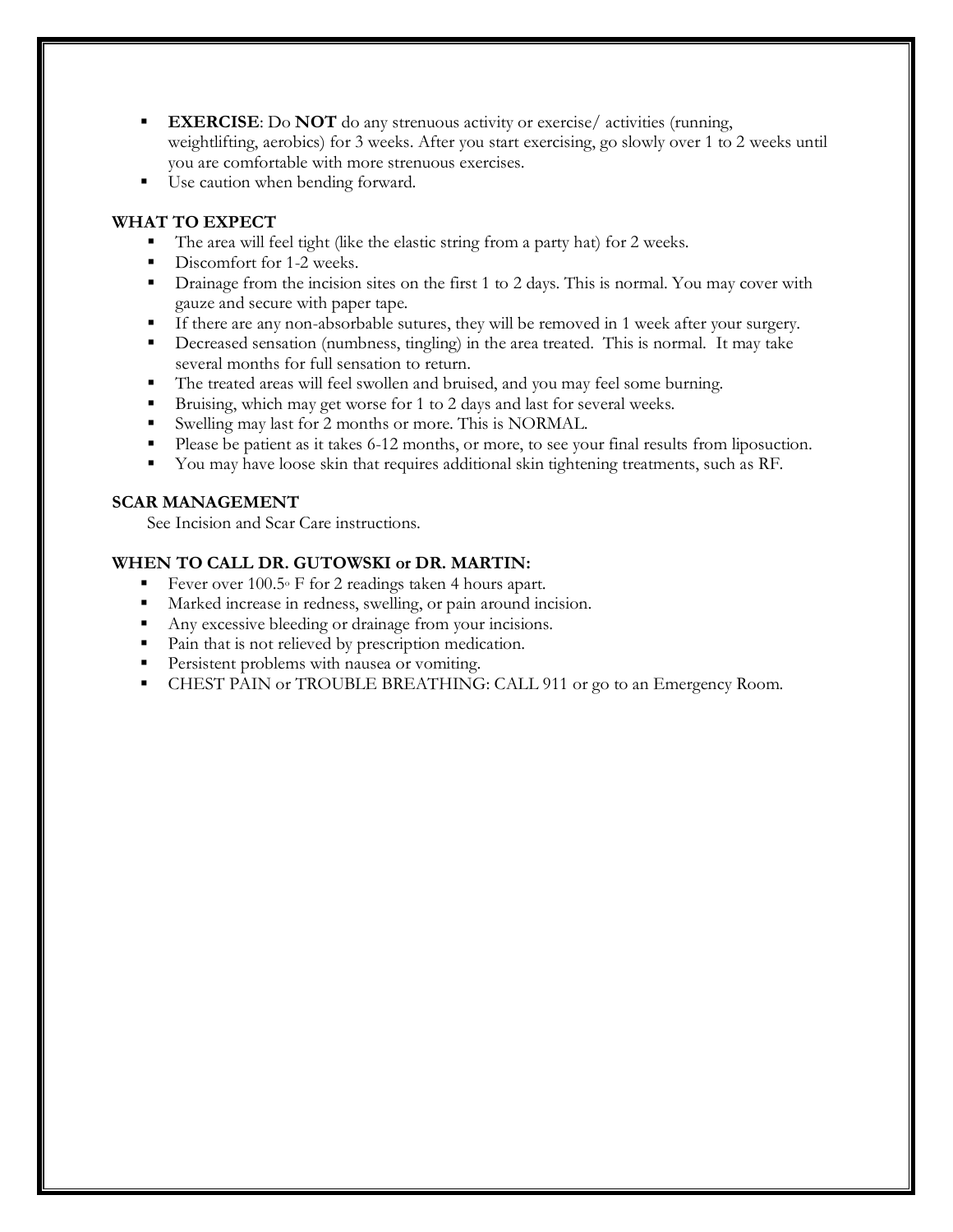- **EXERCISE**: Do **NOT** do any strenuous activity or exercise/ activities (running, weightlifting, aerobics) for 3 weeks. After you start exercising, go slowly over 1 to 2 weeks until you are comfortable with more strenuous exercises.
- Use caution when bending forward.

**WHAT TO EXPECT**

- The area will feel tight (like the elastic string from a party hat) for 2 weeks.
- Discomfort for 1-2 weeks.
- Drainage from the incision sites on the first 1 to 2 days. This is normal. You may cover with gauze and secure with paper tape.
- If there are any non-absorbable sutures, they will be removed in 1 week after your surgery.
- Decreased sensation (numbness, tingling) in the area treated. This is normal. It may take several months for full sensation to return.
- The treated areas will feel swollen and bruised, and you may feel some burning.
- Bruising, which may get worse for 1 to 2 days and last for several weeks.
- Swelling may last for 2 months or more. This is NORMAL.
- Please be patient as it takes 6-12 months, or more, to see your final results from liposuction.
- You may have loose skin that requires additional skin tightening treatments, such as RF.

**SCAR MANAGEMENT**

See Incision and Scar Care instructions.

**WHEN TO CALL DR. GUTOWSKI or DR. MARTIN:**

- Fever over 100.5° F for 2 readings taken 4 hours apart.
- Marked increase in redness, swelling, or pain around incision.
- Any excessive bleeding or drainage from your incisions.
- Pain that is not relieved by prescription medication.
- Persistent problems with nausea or vomiting.
- CHEST PAIN or TROUBLE BREATHING: CALL 911 or go to an Emergency Room.